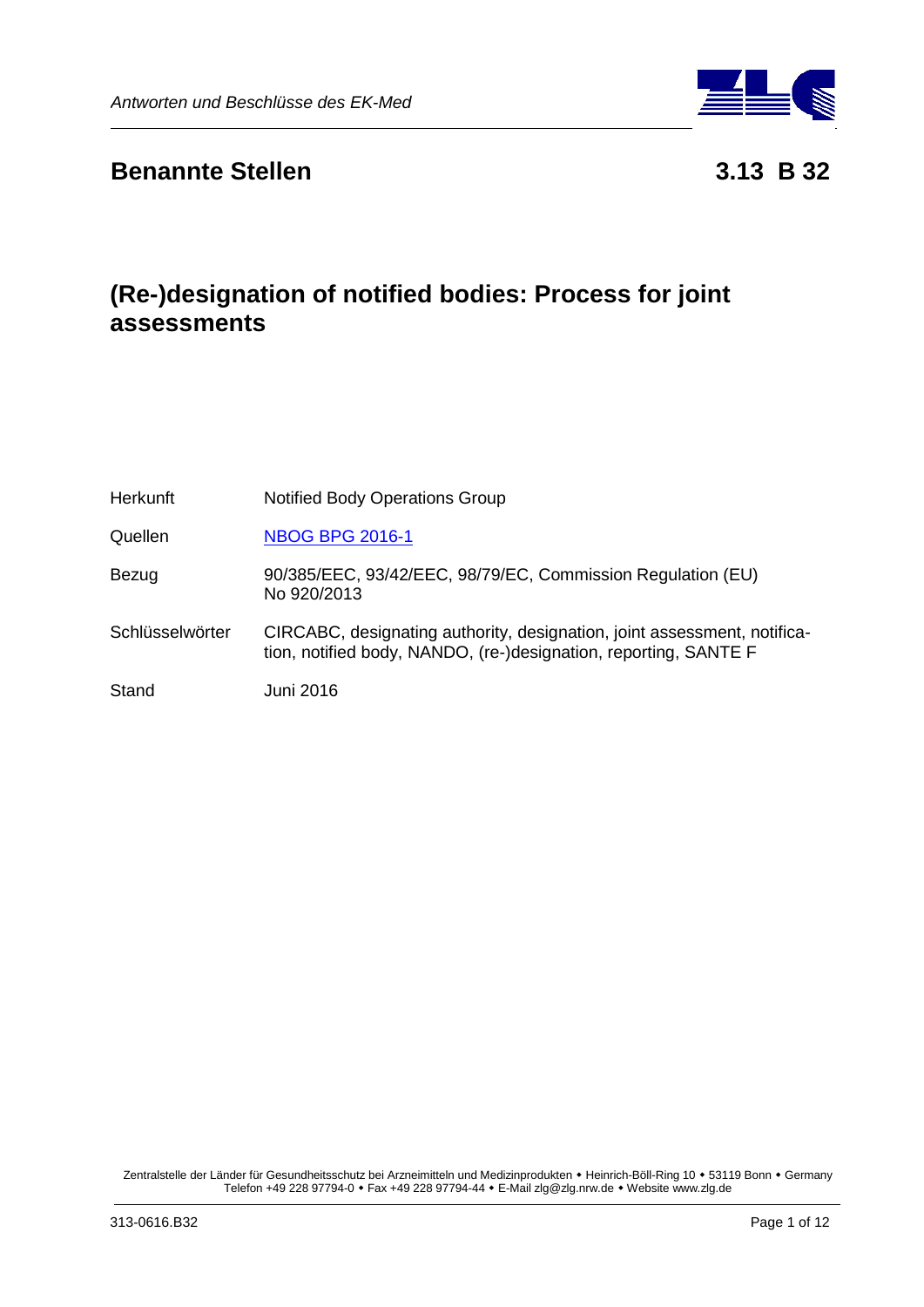## Benannte Stellen 3.13 B 32

# (Re-)designation of notified bodies: Process for joint assessments

| | |
|---|---|
| Herkunft | Notified Body Operations Group |
| Quellen | [NBOG BPG 2016-1] |
| Bezug | 90/385/EEC, 93/42/EEC, 98/79/EC, Commission Regulation (EU) No 920/2013 |
| Schlüsselwörter | CIRCABC, designating authority, designation, joint assessment, notification, notified body, NANDO, (re-)designation, reporting, SANTE F |
| Stand | Juni 2016 |

Zentralstelle der Länder für Gesundheitsschutz bei Arzneimitteln und Medizinprodukten • Heinrich-Böll-Ring 10 • 53119 Bonn • Germany
Telefon +49 228 97794-0 • Fax +49 228 97794-44 • E-Mail zlg@zlg.nrw.de • Website www.zlg.de

313-0616.B32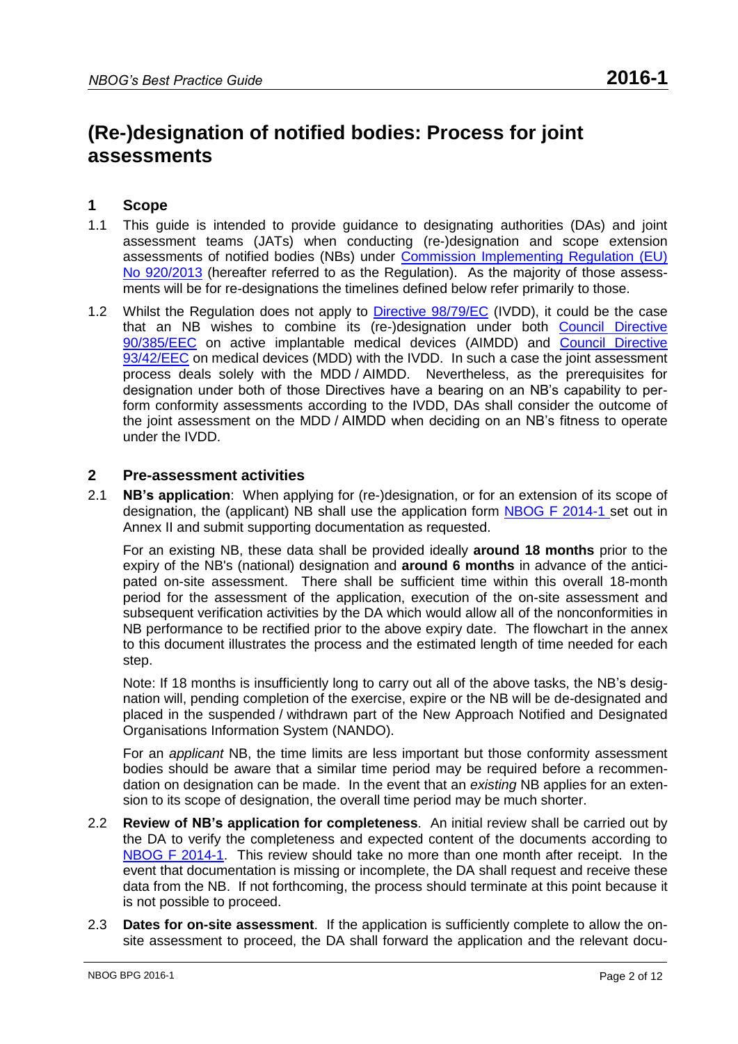# (Re-)designation of notified bodies: Process for joint assessments

## 1 Scope

1.1 This guide is intended to provide guidance to designating authorities (DAs) and joint assessment teams (JATs) when conducting (re-)designation and scope extension assessments of notified bodies (NBs) under Commission Implementing Regulation (EU) No 920/2013 (hereafter referred to as the Regulation). As the majority of those assessments will be for re-designations the timelines defined below refer primarily to those.

1.2 Whilst the Regulation does not apply to Directive 98/79/EC (IVDD), it could be the case that an NB wishes to combine its (re-)designation under both Council Directive 90/385/EEC on active implantable medical devices (AIMDD) and Council Directive 93/42/EEC on medical devices (MDD) with the IVDD. In such a case the joint assessment process deals solely with the MDD / AIMDD. Nevertheless, as the prerequisites for designation under both of those Directives have a bearing on an NB's capability to perform conformity assessments according to the IVDD, DAs shall consider the outcome of the joint assessment on the MDD / AIMDD when deciding on an NB's fitness to operate under the IVDD.

## 2 Pre-assessment activities

2.1 **NB's application**: When applying for (re-)designation, or for an extension of its scope of designation, the (applicant) NB shall use the application form NBOG F 2014-1 set out in Annex II and submit supporting documentation as requested.

For an existing NB, these data shall be provided ideally **around 18 months** prior to the expiry of the NB's (national) designation and **around 6 months** in advance of the anticipated on-site assessment. There shall be sufficient time within this overall 18-month period for the assessment of the application, execution of the on-site assessment and subsequent verification activities by the DA which would allow all of the nonconformities in NB performance to be rectified prior to the above expiry date. The flowchart in the annex to this document illustrates the process and the estimated length of time needed for each step.

Note: If 18 months is insufficiently long to carry out all of the above tasks, the NB's designation will, pending completion of the exercise, expire or the NB will be de-designated and placed in the suspended / withdrawn part of the New Approach Notified and Designated Organisations Information System (NANDO).

For an *applicant* NB, the time limits are less important but those conformity assessment bodies should be aware that a similar time period may be required before a recommendation on designation can be made. In the event that an *existing* NB applies for an extension to its scope of designation, the overall time period may be much shorter.

2.2 **Review of NB's application for completeness**. An initial review shall be carried out by the DA to verify the completeness and expected content of the documents according to NBOG F 2014-1. This review should take no more than one month after receipt. In the event that documentation is missing or incomplete, the DA shall request and receive these data from the NB. If not forthcoming, the process should terminate at this point because it is not possible to proceed.

2.3 **Dates for on-site assessment**. If the application is sufficiently complete to allow the on-site assessment to proceed, the DA shall forward the application and the relevant docu-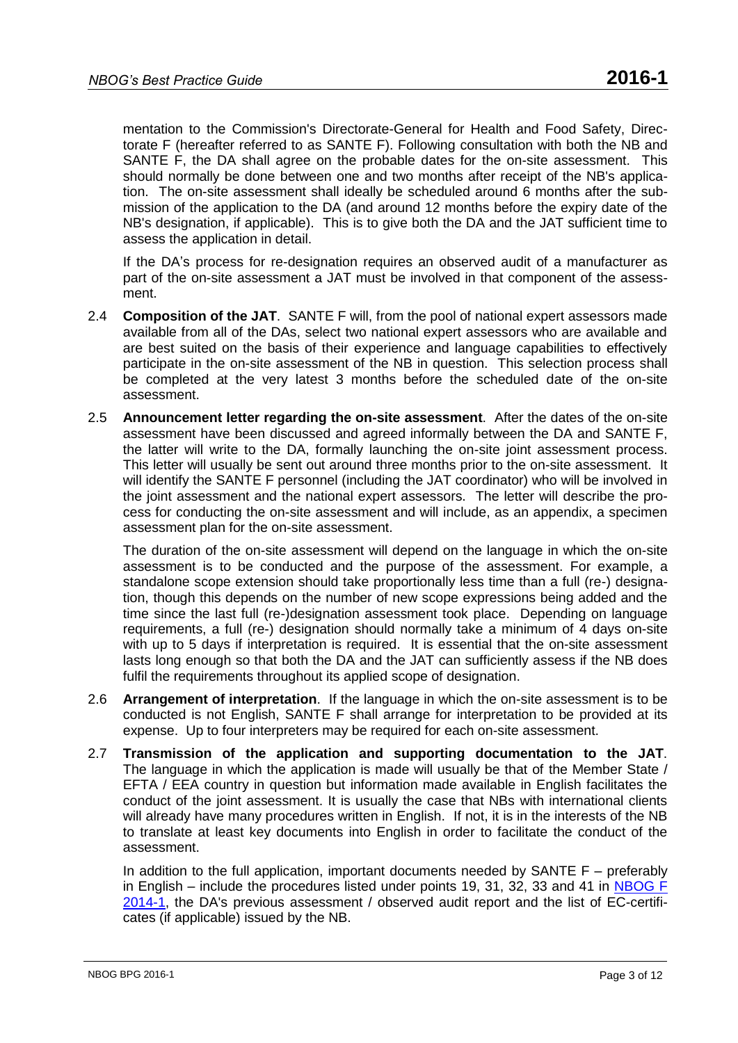mentation to the Commission's Directorate-General for Health and Food Safety, Directorate F (hereafter referred to as SANTE F). Following consultation with both the NB and SANTE F, the DA shall agree on the probable dates for the on-site assessment. This should normally be done between one and two months after receipt of the NB's application. The on-site assessment shall ideally be scheduled around 6 months after the submission of the application to the DA (and around 12 months before the expiry date of the NB's designation, if applicable). This is to give both the DA and the JAT sufficient time to assess the application in detail.

If the DA's process for re-designation requires an observed audit of a manufacturer as part of the on-site assessment a JAT must be involved in that component of the assessment.

2.4 **Composition of the JAT**. SANTE F will, from the pool of national expert assessors made available from all of the DAs, select two national expert assessors who are available and are best suited on the basis of their experience and language capabilities to effectively participate in the on-site assessment of the NB in question. This selection process shall be completed at the very latest 3 months before the scheduled date of the on-site assessment.

2.5 **Announcement letter regarding the on-site assessment**. After the dates of the on-site assessment have been discussed and agreed informally between the DA and SANTE F, the latter will write to the DA, formally launching the on-site joint assessment process. This letter will usually be sent out around three months prior to the on-site assessment. It will identify the SANTE F personnel (including the JAT coordinator) who will be involved in the joint assessment and the national expert assessors. The letter will describe the process for conducting the on-site assessment and will include, as an appendix, a specimen assessment plan for the on-site assessment.

The duration of the on-site assessment will depend on the language in which the on-site assessment is to be conducted and the purpose of the assessment. For example, a standalone scope extension should take proportionally less time than a full (re-) designation, though this depends on the number of new scope expressions being added and the time since the last full (re-)designation assessment took place. Depending on language requirements, a full (re-) designation should normally take a minimum of 4 days on-site with up to 5 days if interpretation is required. It is essential that the on-site assessment lasts long enough so that both the DA and the JAT can sufficiently assess if the NB does fulfil the requirements throughout its applied scope of designation.

2.6 **Arrangement of interpretation**. If the language in which the on-site assessment is to be conducted is not English, SANTE F shall arrange for interpretation to be provided at its expense. Up to four interpreters may be required for each on-site assessment.

2.7 **Transmission of the application and supporting documentation to the JAT**. The language in which the application is made will usually be that of the Member State / EFTA / EEA country in question but information made available in English facilitates the conduct of the joint assessment. It is usually the case that NBs with international clients will already have many procedures written in English. If not, it is in the interests of the NB to translate at least key documents into English in order to facilitate the conduct of the assessment.

In addition to the full application, important documents needed by SANTE F – preferably in English – include the procedures listed under points 19, 31, 32, 33 and 41 in NBOG F 2014-1, the DA's previous assessment / observed audit report and the list of EC-certificates (if applicable) issued by the NB.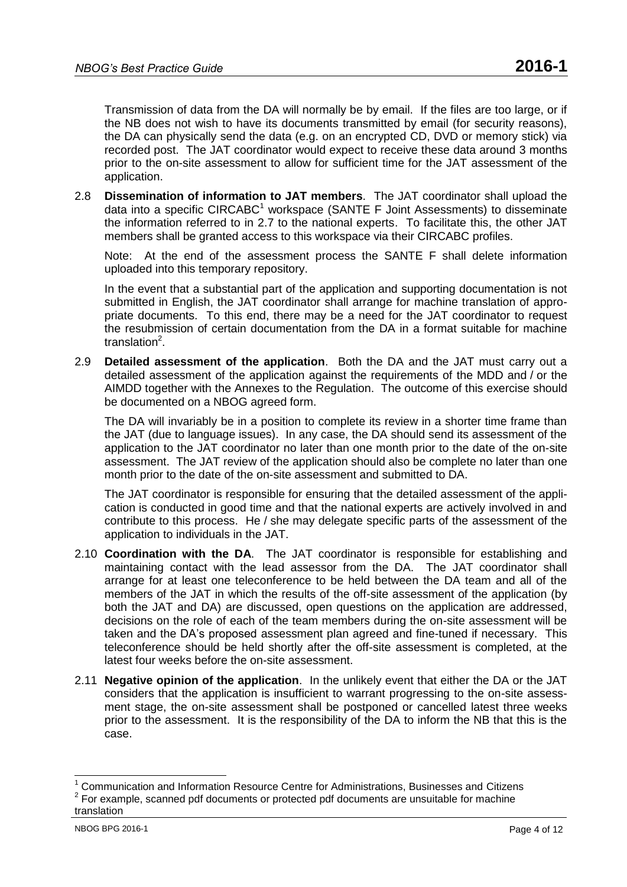Transmission of data from the DA will normally be by email. If the files are too large, or if the NB does not wish to have its documents transmitted by email (for security reasons), the DA can physically send the data (e.g. on an encrypted CD, DVD or memory stick) via recorded post. The JAT coordinator would expect to receive these data around 3 months prior to the on-site assessment to allow for sufficient time for the JAT assessment of the application.

2.8 **Dissemination of information to JAT members**. The JAT coordinator shall upload the data into a specific CIRCABC[1] workspace (SANTE F Joint Assessments) to disseminate the information referred to in 2.7 to the national experts. To facilitate this, the other JAT members shall be granted access to this workspace via their CIRCABC profiles.

Note: At the end of the assessment process the SANTE F shall delete information uploaded into this temporary repository.

In the event that a substantial part of the application and supporting documentation is not submitted in English, the JAT coordinator shall arrange for machine translation of appropriate documents. To this end, there may be a need for the JAT coordinator to request the resubmission of certain documentation from the DA in a format suitable for machine translation[2].

2.9 **Detailed assessment of the application**. Both the DA and the JAT must carry out a detailed assessment of the application against the requirements of the MDD and / or the AIMDD together with the Annexes to the Regulation. The outcome of this exercise should be documented on a NBOG agreed form.

The DA will invariably be in a position to complete its review in a shorter time frame than the JAT (due to language issues). In any case, the DA should send its assessment of the application to the JAT coordinator no later than one month prior to the date of the on-site assessment. The JAT review of the application should also be complete no later than one month prior to the date of the on-site assessment and submitted to DA.

The JAT coordinator is responsible for ensuring that the detailed assessment of the application is conducted in good time and that the national experts are actively involved in and contribute to this process. He / she may delegate specific parts of the assessment of the application to individuals in the JAT.

2.10 **Coordination with the DA**. The JAT coordinator is responsible for establishing and maintaining contact with the lead assessor from the DA. The JAT coordinator shall arrange for at least one teleconference to be held between the DA team and all of the members of the JAT in which the results of the off-site assessment of the application (by both the JAT and DA) are discussed, open questions on the application are addressed, decisions on the role of each of the team members during the on-site assessment will be taken and the DA's proposed assessment plan agreed and fine-tuned if necessary. This teleconference should be held shortly after the off-site assessment is completed, at the latest four weeks before the on-site assessment.

2.11 **Negative opinion of the application**. In the unlikely event that either the DA or the JAT considers that the application is insufficient to warrant progressing to the on-site assessment stage, the on-site assessment shall be postponed or cancelled latest three weeks prior to the assessment. It is the responsibility of the DA to inform the NB that this is the case.

---

[1] Communication and Information Resource Centre for Administrations, Businesses and Citizens

[2] For example, scanned pdf documents or protected pdf documents are unsuitable for machine translation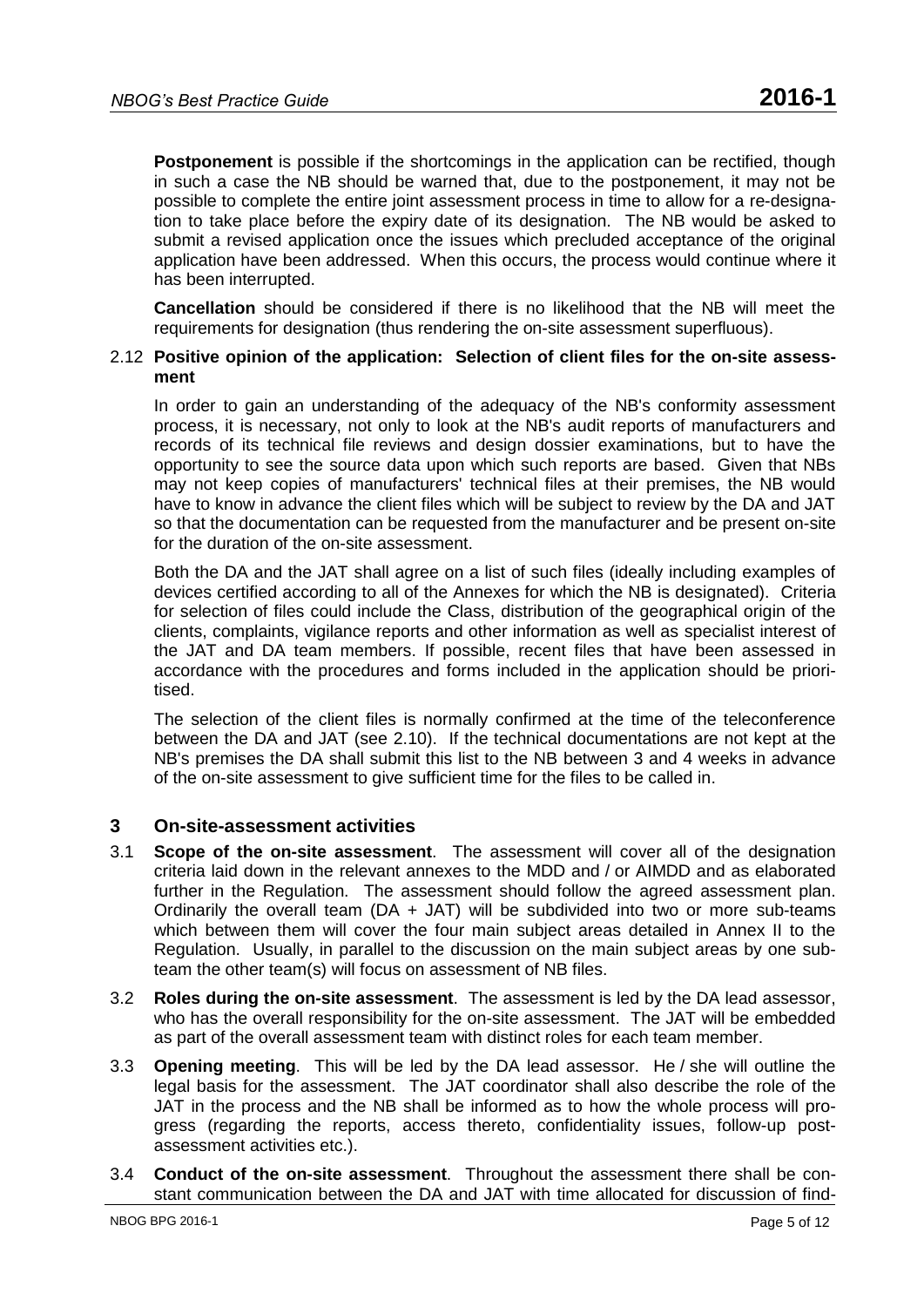**Postponement** is possible if the shortcomings in the application can be rectified, though in such a case the NB should be warned that, due to the postponement, it may not be possible to complete the entire joint assessment process in time to allow for a re-designation to take place before the expiry date of its designation. The NB would be asked to submit a revised application once the issues which precluded acceptance of the original application have been addressed. When this occurs, the process would continue where it has been interrupted.

**Cancellation** should be considered if there is no likelihood that the NB will meet the requirements for designation (thus rendering the on-site assessment superfluous).

2.12 **Positive opinion of the application: Selection of client files for the on-site assessment**

In order to gain an understanding of the adequacy of the NB's conformity assessment process, it is necessary, not only to look at the NB's audit reports of manufacturers and records of its technical file reviews and design dossier examinations, but to have the opportunity to see the source data upon which such reports are based. Given that NBs may not keep copies of manufacturers' technical files at their premises, the NB would have to know in advance the client files which will be subject to review by the DA and JAT so that the documentation can be requested from the manufacturer and be present on-site for the duration of the on-site assessment.

Both the DA and the JAT shall agree on a list of such files (ideally including examples of devices certified according to all of the Annexes for which the NB is designated). Criteria for selection of files could include the Class, distribution of the geographical origin of the clients, complaints, vigilance reports and other information as well as specialist interest of the JAT and DA team members. If possible, recent files that have been assessed in accordance with the procedures and forms included in the application should be prioritised.

The selection of the client files is normally confirmed at the time of the teleconference between the DA and JAT (see 2.10). If the technical documentations are not kept at the NB's premises the DA shall submit this list to the NB between 3 and 4 weeks in advance of the on-site assessment to give sufficient time for the files to be called in.

## 3 On-site-assessment activities

3.1 **Scope of the on-site assessment**. The assessment will cover all of the designation criteria laid down in the relevant annexes to the MDD and / or AIMDD and as elaborated further in the Regulation. The assessment should follow the agreed assessment plan. Ordinarily the overall team (DA + JAT) will be subdivided into two or more sub-teams which between them will cover the four main subject areas detailed in Annex II to the Regulation. Usually, in parallel to the discussion on the main subject areas by one sub-team the other team(s) will focus on assessment of NB files.

3.2 **Roles during the on-site assessment**. The assessment is led by the DA lead assessor, who has the overall responsibility for the on-site assessment. The JAT will be embedded as part of the overall assessment team with distinct roles for each team member.

3.3 **Opening meeting**. This will be led by the DA lead assessor. He / she will outline the legal basis for the assessment. The JAT coordinator shall also describe the role of the JAT in the process and the NB shall be informed as to how the whole process will progress (regarding the reports, access thereto, confidentiality issues, follow-up post-assessment activities etc.).

3.4 **Conduct of the on-site assessment**. Throughout the assessment there shall be constant communication between the DA and JAT with time allocated for discussion of find-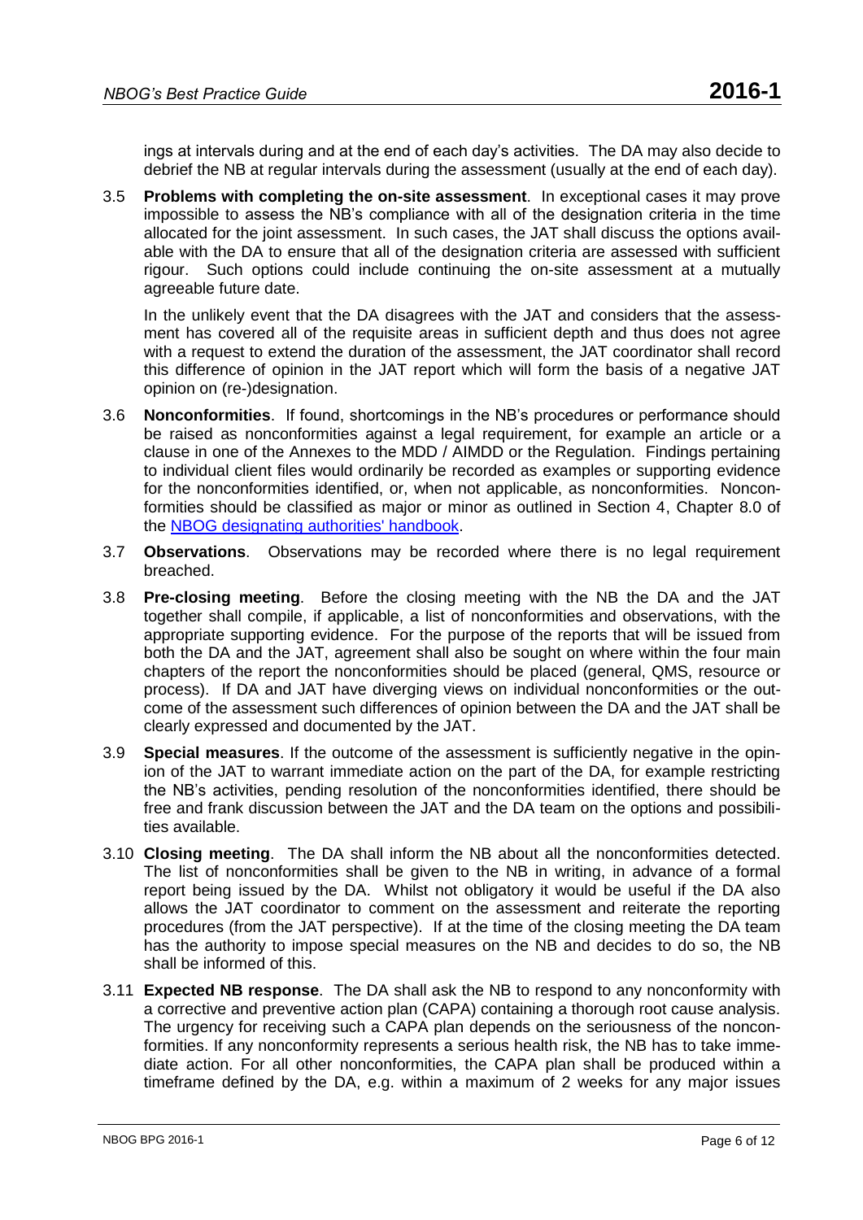ings at intervals during and at the end of each day's activities. The DA may also decide to debrief the NB at regular intervals during the assessment (usually at the end of each day).

3.5 **Problems with completing the on-site assessment**. In exceptional cases it may prove impossible to assess the NB's compliance with all of the designation criteria in the time allocated for the joint assessment. In such cases, the JAT shall discuss the options available with the DA to ensure that all of the designation criteria are assessed with sufficient rigour. Such options could include continuing the on-site assessment at a mutually agreeable future date.

In the unlikely event that the DA disagrees with the JAT and considers that the assessment has covered all of the requisite areas in sufficient depth and thus does not agree with a request to extend the duration of the assessment, the JAT coordinator shall record this difference of opinion in the JAT report which will form the basis of a negative JAT opinion on (re-)designation.

3.6 **Nonconformities**. If found, shortcomings in the NB's procedures or performance should be raised as nonconformities against a legal requirement, for example an article or a clause in one of the Annexes to the MDD / AIMDD or the Regulation. Findings pertaining to individual client files would ordinarily be recorded as examples or supporting evidence for the nonconformities identified, or, when not applicable, as nonconformities. Nonconformities should be classified as major or minor as outlined in Section 4, Chapter 8.0 of the [NBOG designating authorities' handbook](NBOG designating authorities' handbook).

3.7 **Observations**. Observations may be recorded where there is no legal requirement breached.

3.8 **Pre-closing meeting**. Before the closing meeting with the NB the DA and the JAT together shall compile, if applicable, a list of nonconformities and observations, with the appropriate supporting evidence. For the purpose of the reports that will be issued from both the DA and the JAT, agreement shall also be sought on where within the four main chapters of the report the nonconformities should be placed (general, QMS, resource or process). If DA and JAT have diverging views on individual nonconformities or the outcome of the assessment such differences of opinion between the DA and the JAT shall be clearly expressed and documented by the JAT.

3.9 **Special measures**. If the outcome of the assessment is sufficiently negative in the opinion of the JAT to warrant immediate action on the part of the DA, for example restricting the NB's activities, pending resolution of the nonconformities identified, there should be free and frank discussion between the JAT and the DA team on the options and possibilities available.

3.10 **Closing meeting**. The DA shall inform the NB about all the nonconformities detected. The list of nonconformities shall be given to the NB in writing, in advance of a formal report being issued by the DA. Whilst not obligatory it would be useful if the DA also allows the JAT coordinator to comment on the assessment and reiterate the reporting procedures (from the JAT perspective). If at the time of the closing meeting the DA team has the authority to impose special measures on the NB and decides to do so, the NB shall be informed of this.

3.11 **Expected NB response**. The DA shall ask the NB to respond to any nonconformity with a corrective and preventive action plan (CAPA) containing a thorough root cause analysis. The urgency for receiving such a CAPA plan depends on the seriousness of the nonconformities. If any nonconformity represents a serious health risk, the NB has to take immediate action. For all other nonconformities, the CAPA plan shall be produced within a timeframe defined by the DA, e.g. within a maximum of 2 weeks for any major issues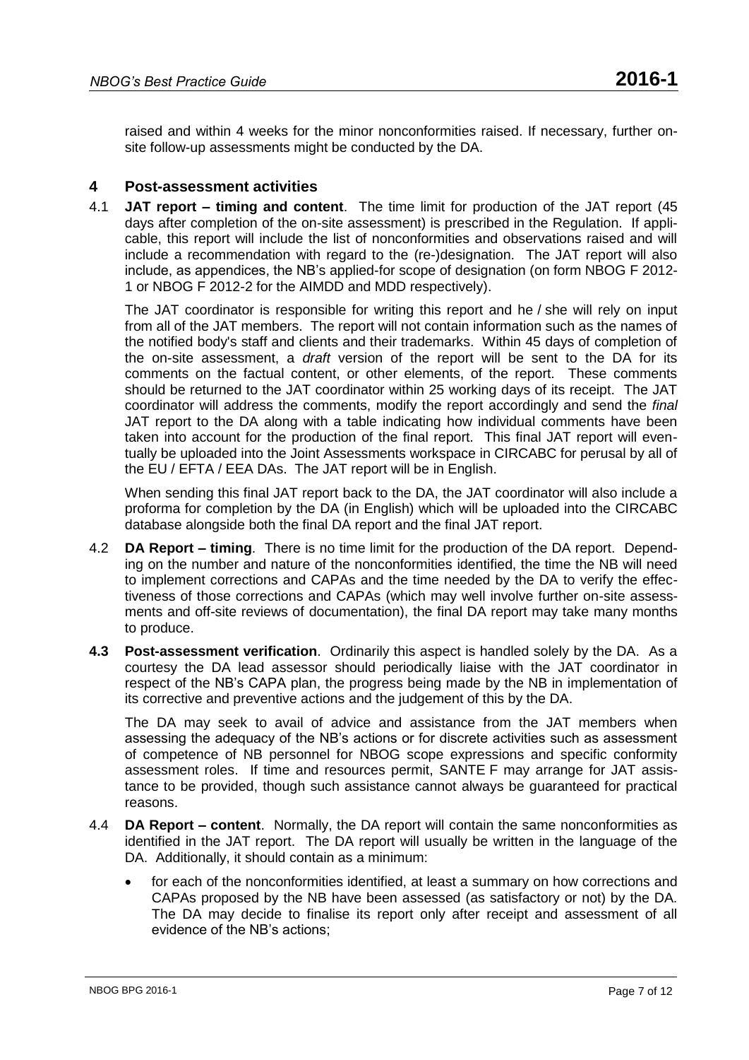raised and within 4 weeks for the minor nonconformities raised. If necessary, further on-site follow-up assessments might be conducted by the DA.

## 4 Post-assessment activities

4.1 **JAT report – timing and content**. The time limit for production of the JAT report (45 days after completion of the on-site assessment) is prescribed in the Regulation. If applicable, this report will include the list of nonconformities and observations raised and will include a recommendation with regard to the (re-)designation. The JAT report will also include, as appendices, the NB's applied-for scope of designation (on form NBOG F 2012-1 or NBOG F 2012-2 for the AIMDD and MDD respectively).

The JAT coordinator is responsible for writing this report and he / she will rely on input from all of the JAT members. The report will not contain information such as the names of the notified body's staff and clients and their trademarks. Within 45 days of completion of the on-site assessment, a *draft* version of the report will be sent to the DA for its comments on the factual content, or other elements, of the report. These comments should be returned to the JAT coordinator within 25 working days of its receipt. The JAT coordinator will address the comments, modify the report accordingly and send the *final* JAT report to the DA along with a table indicating how individual comments have been taken into account for the production of the final report. This final JAT report will eventually be uploaded into the Joint Assessments workspace in CIRCABC for perusal by all of the EU / EFTA / EEA DAs. The JAT report will be in English.

When sending this final JAT report back to the DA, the JAT coordinator will also include a proforma for completion by the DA (in English) which will be uploaded into the CIRCABC database alongside both the final DA report and the final JAT report.

4.2 **DA Report – timing**. There is no time limit for the production of the DA report. Depending on the number and nature of the nonconformities identified, the time the NB will need to implement corrections and CAPAs and the time needed by the DA to verify the effectiveness of those corrections and CAPAs (which may well involve further on-site assessments and off-site reviews of documentation), the final DA report may take many months to produce.

**4.3 Post-assessment verification**. Ordinarily this aspect is handled solely by the DA. As a courtesy the DA lead assessor should periodically liaise with the JAT coordinator in respect of the NB's CAPA plan, the progress being made by the NB in implementation of its corrective and preventive actions and the judgement of this by the DA.

The DA may seek to avail of advice and assistance from the JAT members when assessing the adequacy of the NB's actions or for discrete activities such as assessment of competence of NB personnel for NBOG scope expressions and specific conformity assessment roles. If time and resources permit, SANTE F may arrange for JAT assistance to be provided, though such assistance cannot always be guaranteed for practical reasons.

4.4 **DA Report – content**. Normally, the DA report will contain the same nonconformities as identified in the JAT report. The DA report will usually be written in the language of the DA. Additionally, it should contain as a minimum:

- for each of the nonconformities identified, at least a summary on how corrections and CAPAs proposed by the NB have been assessed (as satisfactory or not) by the DA. The DA may decide to finalise its report only after receipt and assessment of all evidence of the NB's actions;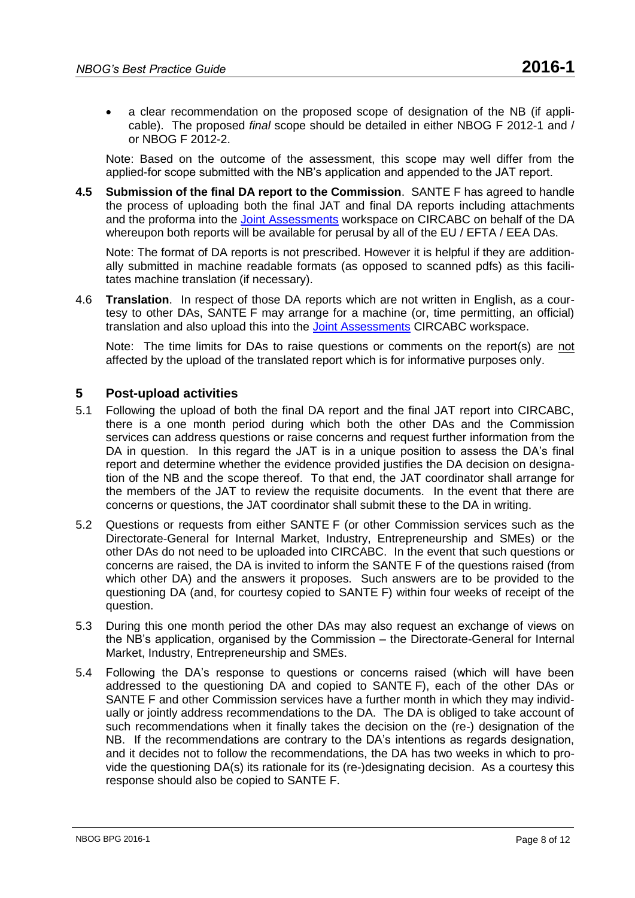- a clear recommendation on the proposed scope of designation of the NB (if applicable). The proposed *final* scope should be detailed in either NBOG F 2012-1 and / or NBOG F 2012-2.

Note: Based on the outcome of the assessment, this scope may well differ from the applied-for scope submitted with the NB's application and appended to the JAT report.

**4.5 Submission of the final DA report to the Commission**. SANTE F has agreed to handle the process of uploading both the final JAT and final DA reports including attachments and the proforma into the Joint Assessments workspace on CIRCABC on behalf of the DA whereupon both reports will be available for perusal by all of the EU / EFTA / EEA DAs.

Note: The format of DA reports is not prescribed. However it is helpful if they are additionally submitted in machine readable formats (as opposed to scanned pdfs) as this facilitates machine translation (if necessary).

4.6 **Translation**. In respect of those DA reports which are not written in English, as a courtesy to other DAs, SANTE F may arrange for a machine (or, time permitting, an official) translation and also upload this into the Joint Assessments CIRCABC workspace.

Note: The time limits for DAs to raise questions or comments on the report(s) are not affected by the upload of the translated report which is for informative purposes only.

## 5 Post-upload activities

5.1 Following the upload of both the final DA report and the final JAT report into CIRCABC, there is a one month period during which both the other DAs and the Commission services can address questions or raise concerns and request further information from the DA in question. In this regard the JAT is in a unique position to assess the DA's final report and determine whether the evidence provided justifies the DA decision on designation of the NB and the scope thereof. To that end, the JAT coordinator shall arrange for the members of the JAT to review the requisite documents. In the event that there are concerns or questions, the JAT coordinator shall submit these to the DA in writing.

5.2 Questions or requests from either SANTE F (or other Commission services such as the Directorate-General for Internal Market, Industry, Entrepreneurship and SMEs) or the other DAs do not need to be uploaded into CIRCABC. In the event that such questions or concerns are raised, the DA is invited to inform the SANTE F of the questions raised (from which other DA) and the answers it proposes. Such answers are to be provided to the questioning DA (and, for courtesy copied to SANTE F) within four weeks of receipt of the question.

5.3 During this one month period the other DAs may also request an exchange of views on the NB's application, organised by the Commission – the Directorate-General for Internal Market, Industry, Entrepreneurship and SMEs.

5.4 Following the DA's response to questions or concerns raised (which will have been addressed to the questioning DA and copied to SANTE F), each of the other DAs or SANTE F and other Commission services have a further month in which they may individually or jointly address recommendations to the DA. The DA is obliged to take account of such recommendations when it finally takes the decision on the (re-) designation of the NB. If the recommendations are contrary to the DA's intentions as regards designation, and it decides not to follow the recommendations, the DA has two weeks in which to provide the questioning DA(s) its rationale for its (re-)designating decision. As a courtesy this response should also be copied to SANTE F.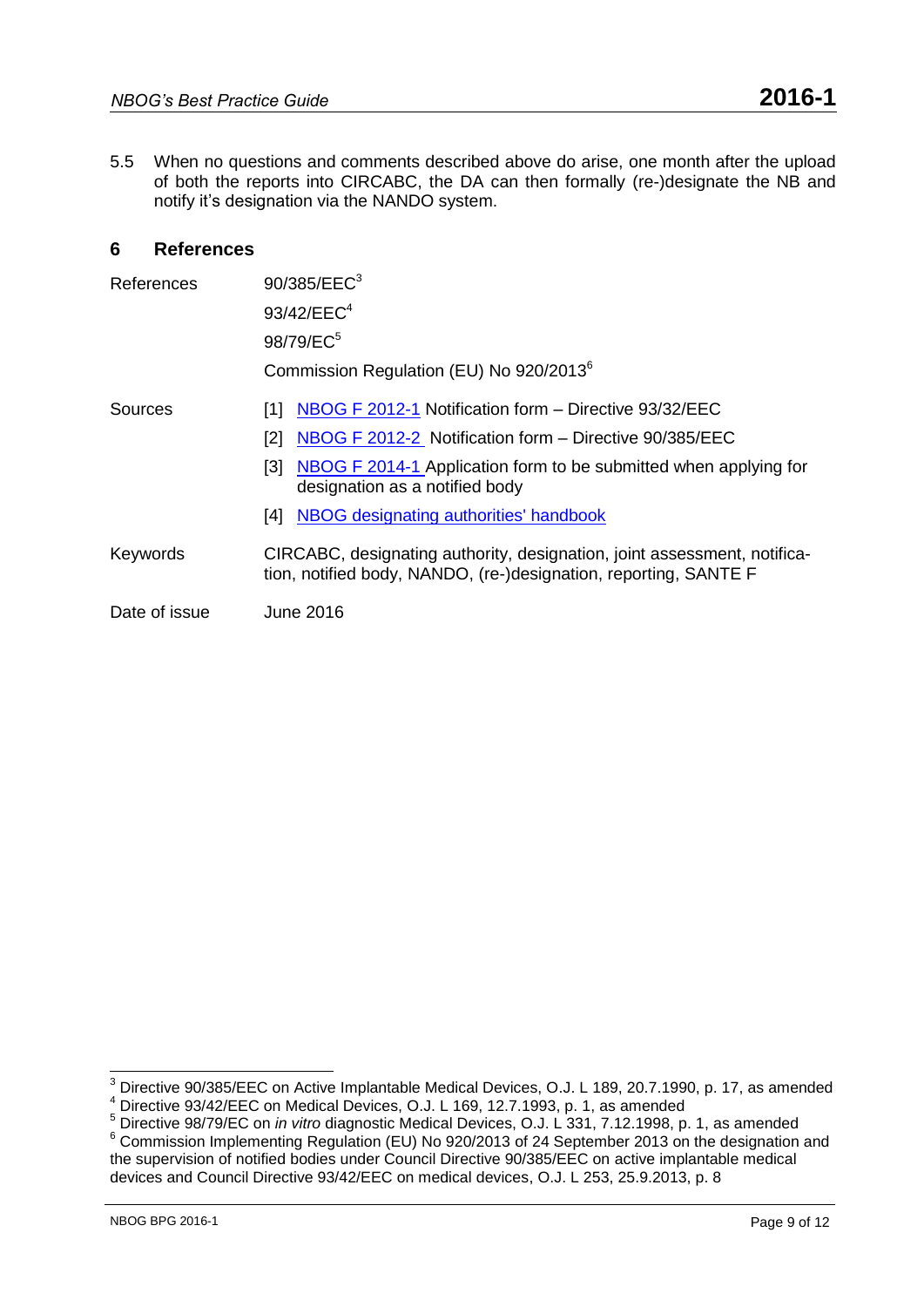5.5 When no questions and comments described above do arise, one month after the upload of both the reports into CIRCABC, the DA can then formally (re-)designate the NB and notify it's designation via the NANDO system.

## 6 References

| | |
|---|---|
| References | 90/385/EEC[3]<br>93/42/EEC[4]<br>98/79/EC[5]<br>Commission Regulation (EU) No 920/2013[6] |
| Sources | [1] NBOG F 2012-1 Notification form – Directive 93/32/EEC<br>[2] NBOG F 2012-2 Notification form – Directive 90/385/EEC<br>[3] NBOG F 2014-1 Application form to be submitted when applying for designation as a notified body<br>[4] NBOG designating authorities' handbook |
| Keywords | CIRCABC, designating authority, designation, joint assessment, notification, notified body, NANDO, (re-)designation, reporting, SANTE F |
| Date of issue | June 2016 |

---

[3] Directive 90/385/EEC on Active Implantable Medical Devices, O.J. L 189, 20.7.1990, p. 17, as amended

[4] Directive 93/42/EEC on Medical Devices, O.J. L 169, 12.7.1993, p. 1, as amended

[5] Directive 98/79/EC on *in vitro* diagnostic Medical Devices, O.J. L 331, 7.12.1998, p. 1, as amended

[6] Commission Implementing Regulation (EU) No 920/2013 of 24 September 2013 on the designation and the supervision of notified bodies under Council Directive 90/385/EEC on active implantable medical devices and Council Directive 93/42/EEC on medical devices, O.J. L 253, 25.9.2013, p. 8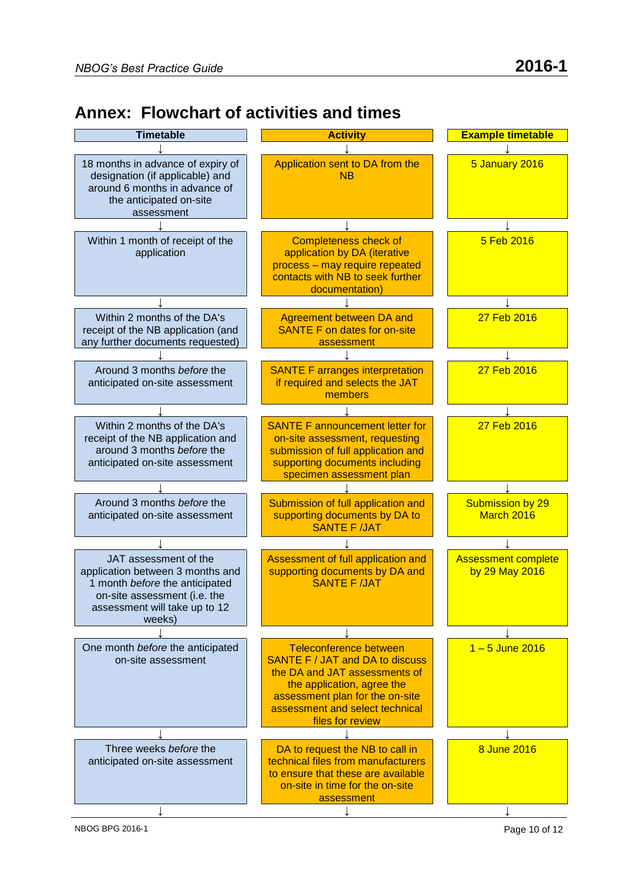## Annex: Flowchart of activities and times

| Timetable | Activity | Example timetable |
|---|---|---|
| 18 months in advance of expiry of designation (if applicable) and around 6 months in advance of the anticipated on-site assessment | Application sent to DA from the NB | 5 January 2016 |
| Within 1 month of receipt of the application | Completeness check of application by DA (iterative process – may require repeated contacts with NB to seek further documentation) | 5 Feb 2016 |
| Within 2 months of the DA's receipt of the NB application (and any further documents requested) | Agreement between DA and SANTE F on dates for on-site assessment | 27 Feb 2016 |
| Around 3 months *before* the anticipated on-site assessment | SANTE F arranges interpretation if required and selects the JAT members | 27 Feb 2016 |
| Within 2 months of the DA's receipt of the NB application and around 3 months *before* the anticipated on-site assessment | SANTE F announcement letter for on-site assessment, requesting submission of full application and supporting documents including specimen assessment plan | 27 Feb 2016 |
| Around 3 months *before* the anticipated on-site assessment | Submission of full application and supporting documents by DA to SANTE F /JAT | Submission by 29 March 2016 |
| JAT assessment of the application between 3 months and 1 month *before* the anticipated on-site assessment (i.e. the assessment will take up to 12 weeks) | Assessment of full application and supporting documents by DA and SANTE F /JAT | Assessment complete by 29 May 2016 |
| One month *before* the anticipated on-site assessment | Teleconference between SANTE F / JAT and DA to discuss the DA and JAT assessments of the application, agree the assessment plan for the on-site assessment and select technical files for review | 1 – 5 June 2016 |
| Three weeks *before* the anticipated on-site assessment | DA to request the NB to call in technical files from manufacturers to ensure that these are available on-site in time for the on-site assessment | 8 June 2016 |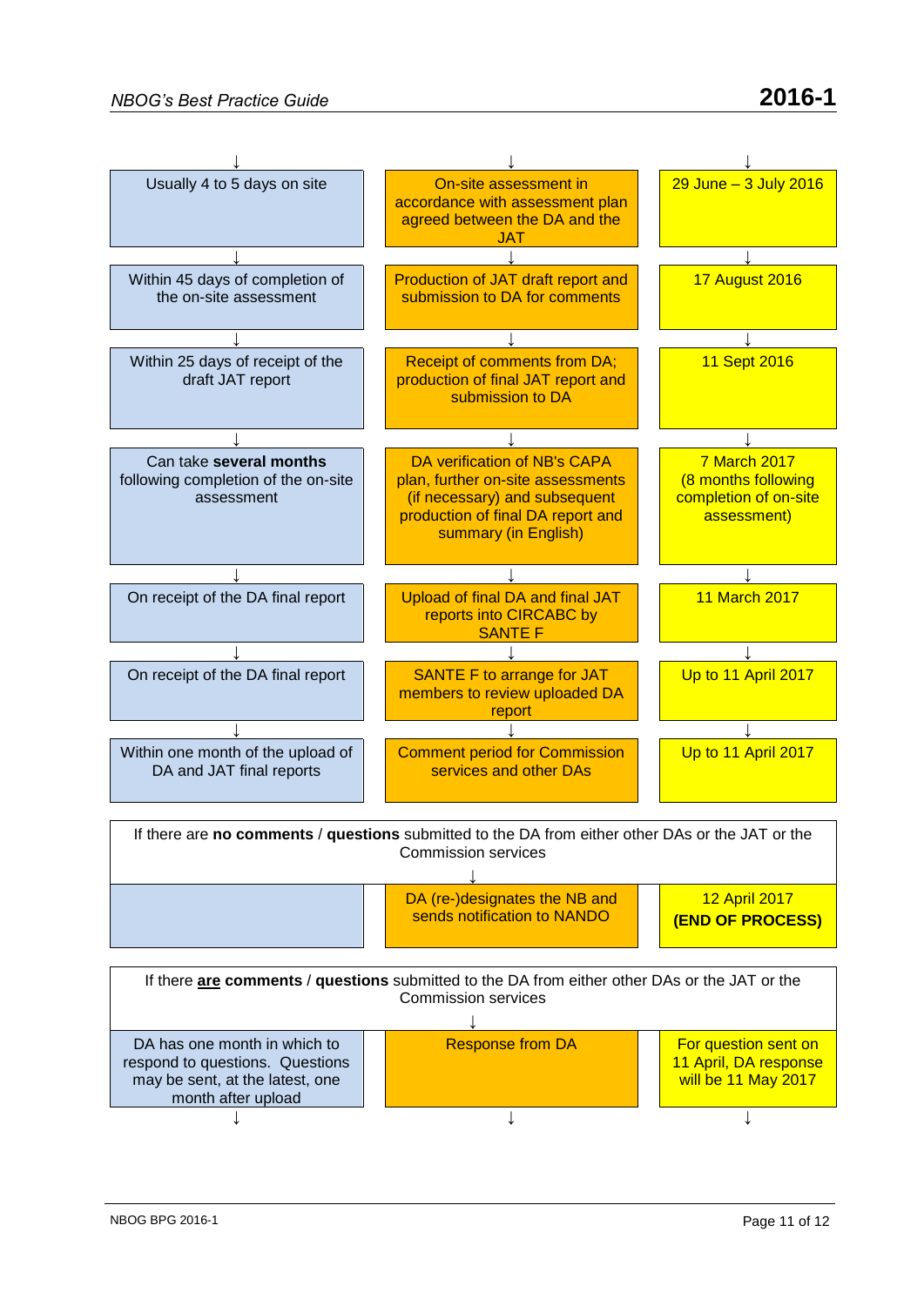| Timeframe | Step | Example date |
| --- | --- | --- |
| Usually 4 to 5 days on site | On-site assessment in accordance with assessment plan agreed between the DA and the JAT | 29 June – 3 July 2016 |
| Within 45 days of completion of the on-site assessment | Production of JAT draft report and submission to DA for comments | 17 August 2016 |
| Within 25 days of receipt of the draft JAT report | Receipt of comments from DA; production of final JAT report and submission to DA | 11 Sept 2016 |
| Can take **several months** following completion of the on-site assessment | DA verification of NB's CAPA plan, further on-site assessments (if necessary) and subsequent production of final DA report and summary (in English) | 7 March 2017 (8 months following completion of on-site assessment) |
| On receipt of the DA final report | Upload of final DA and final JAT reports into CIRCABC by SANTE F | 11 March 2017 |
| On receipt of the DA final report | SANTE F to arrange for JAT members to review uploaded DA report | Up to 11 April 2017 |
| Within one month of the upload of DA and JAT final reports | Comment period for Commission services and other DAs | Up to 11 April 2017 |

If there are **no comments** / **questions** submitted to the DA from either other DAs or the JAT or the Commission services

↓

| | | |
| --- | --- | --- |
| | DA (re-)designates the NB and sends notification to NANDO | 12 April 2017 **(END OF PROCESS)** |

If there **are** **comments** / **questions** submitted to the DA from either other DAs or the JAT or the Commission services

↓

| | | |
| --- | --- | --- |
| DA has one month in which to respond to questions. Questions may be sent, at the latest, one month after upload | Response from DA | For question sent on 11 April, DA response will be 11 May 2017 |

↓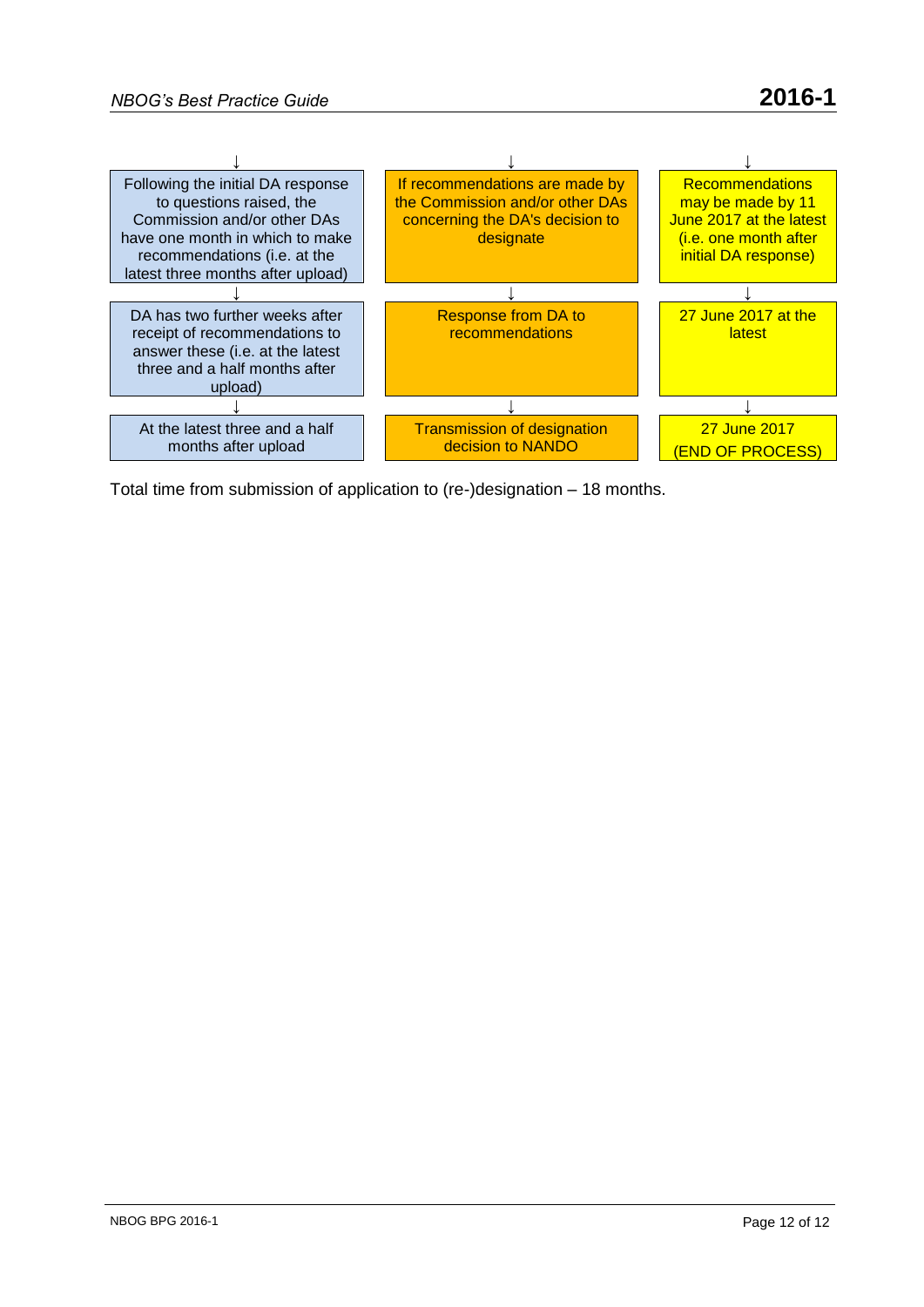| | | |
|---|---|---|
| ↓ | ↓ | ↓ |
| Following the initial DA response to questions raised, the Commission and/or other DAs have one month in which to make recommendations (i.e. at the latest three months after upload) | If recommendations are made by the Commission and/or other DAs concerning the DA's decision to designate | Recommendations may be made by 11 June 2017 at the latest (i.e. one month after initial DA response) |
| ↓ | ↓ | ↓ |
| DA has two further weeks after receipt of recommendations to answer these (i.e. at the latest three and a half months after upload) | Response from DA to recommendations | 27 June 2017 at the latest |
| ↓ | ↓ | ↓ |
| At the latest three and a half months after upload | Transmission of designation decision to NANDO | 27 June 2017 (END OF PROCESS) |

Total time from submission of application to (re-)designation – 18 months.